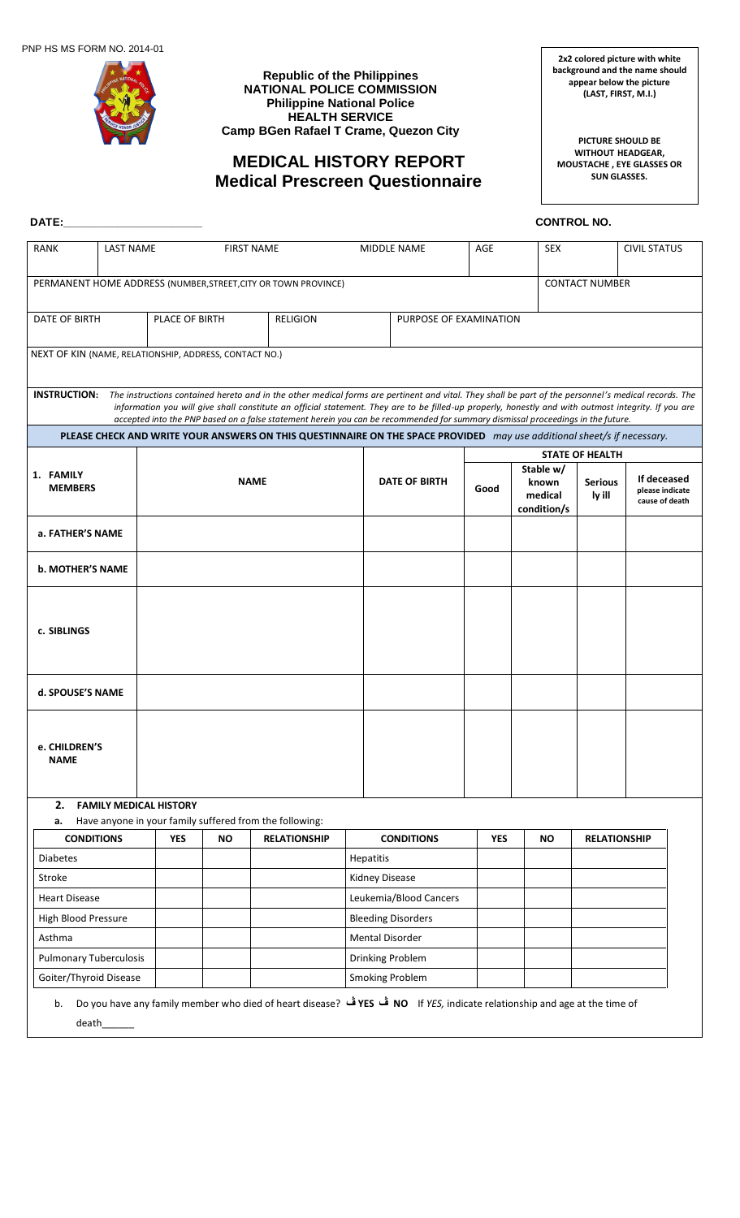PNP HS MS FORM NO. 2014-01

**Republic of the Philippines**
**NATIONAL POLICE COMMISSION**
**Philippine National Police**
**HEALTH SERVICE**
**Camp BGen Rafael T Crame, Quezon City**

# MEDICAL HISTORY REPORT
## Medical Prescreen Questionnaire

**2x2 colored picture with white background and the name should appear below the picture (LAST, FIRST, M.I.)**

**PICTURE SHOULD BE WITHOUT HEADGEAR, MOUSTACHE , EYE GLASSES OR SUN GLASSES.**

**DATE:**______________________ **CONTROL NO.**

| RANK | LAST NAME | FIRST NAME | MIDDLE NAME | AGE | SEX | CIVIL STATUS |
|---|---|---|---|---|---|---|
| | | | | | | |

| PERMANENT HOME ADDRESS (NUMBER,STREET,CITY OR TOWN PROVINCE) | CONTACT NUMBER |
|---|---|
| | |

| DATE OF BIRTH | PLACE OF BIRTH | RELIGION | PURPOSE OF EXAMINATION |
|---|---|---|---|
| | | | |

NEXT OF KIN (NAME, RELATIONSHIP, ADDRESS, CONTACT NO.)

**INSTRUCTION:** *The instructions contained hereto and in the other medical forms are pertinent and vital. They shall be part of the personnel's medical records. The information you will give shall constitute an official statement. They are to be filled-up properly, honestly and with outmost integrity. If you are accepted into the PNP based on a false statement herein you can be recommended for summary dismissal proceedings in the future.*

**PLEASE CHECK AND WRITE YOUR ANSWERS ON THIS QUESTINNAIRE ON THE SPACE PROVIDED** *may use additional sheet/s if necessary.*

| 1. FAMILY MEMBERS | NAME | DATE OF BIRTH | STATE OF HEALTH: Good | Stable w/ known medical condition/s | Seriously ill | If deceased please indicate cause of death |
|---|---|---|---|---|---|---|
| a. FATHER'S NAME | | | | | | |
| b. MOTHER'S NAME | | | | | | |
| c. SIBLINGS | | | | | | |
| d. SPOUSE'S NAME | | | | | | |
| e. CHILDREN'S NAME | | | | | | |

**2. FAMILY MEDICAL HISTORY**

**a.** Have anyone in your family suffered from the following:

| CONDITIONS | YES | NO | RELATIONSHIP | CONDITIONS | YES | NO | RELATIONSHIP |
|---|---|---|---|---|---|---|---|
| Diabetes | | | | Hepatitis | | | |
| Stroke | | | | Kidney Disease | | | |
| Heart Disease | | | | Leukemia/Blood Cancers | | | |
| High Blood Pressure | | | | Bleeding Disorders | | | |
| Asthma | | | | Mental Disorder | | | |
| Pulmonary Tuberculosis | | | | Drinking Problem | | | |
| Goiter/Thyroid Disease | | | | Smoking Problem | | | |

b. Do you have any family member who died of heart disease? ☐ **YES** ☐ **NO** If *YES,* indicate relationship and age at the time of death______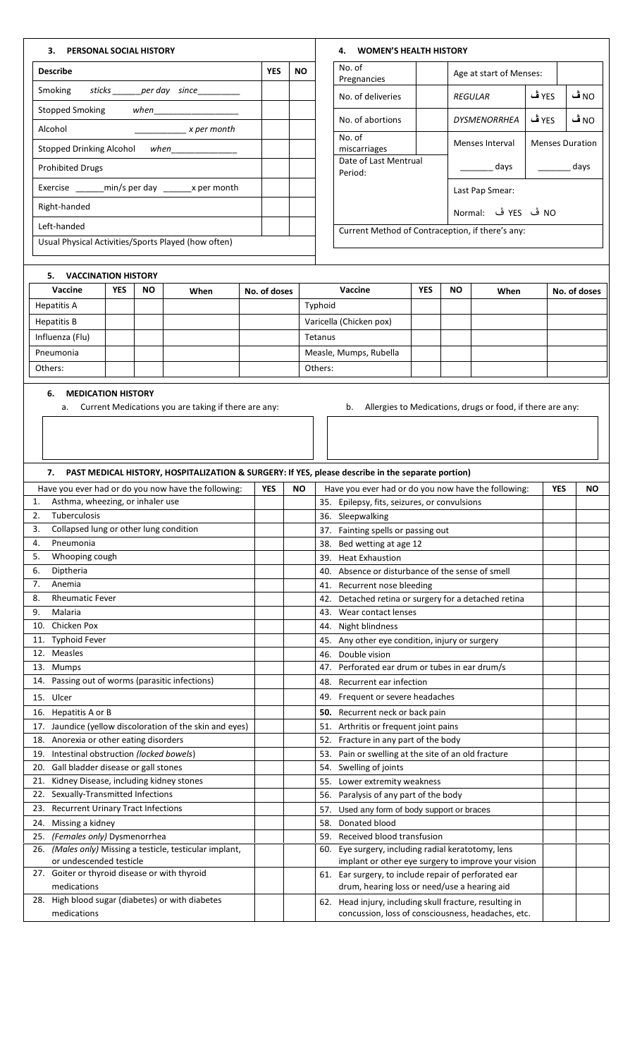## 3. PERSONAL SOCIAL HISTORY

| Describe | YES | NO |
|---|---|---|
| Smoking *sticks ______per day since_________* | | |
| Stopped Smoking *when_________________* | | |
| Alcohol ___________ *x per month* | | |
| Stopped Drinking Alcohol *when_____________* | | |
| Prohibited Drugs | | |
| Exercise ______min/s per day ______x per month | | |
| Right-handed | | |
| Left-handed | | |
| Usual Physical Activities/Sports Played (how often) | | |

## 4. WOMEN'S HEALTH HISTORY

| No. of Pregnancies | | Age at start of Menses: | | |
|---|---|---|---|---|
| No. of deliveries | | *REGULAR* | ڤ YES | ڤ NO |
| No. of abortions | | *DYSMENORRHEA* | ڤ YES | ڤ NO |
| No. of miscarriages | | Menses Interval | Menses Duration | |
| Date of Last Mentrual Period: | | _______ days | _______ days | |
| | | Last Pap Smear: | | |
| | | Normal: ڤ YES ڤ NO | | |
| Current Method of Contraception, if there's any: | | | | |

## 5. VACCINATION HISTORY

| Vaccine | YES | NO | When | No. of doses | Vaccine | YES | NO | When | No. of doses |
|---|---|---|---|---|---|---|---|---|---|
| Hepatitis A | | | | | Typhoid | | | | |
| Hepatitis B | | | | | Varicella (Chicken pox) | | | | |
| Influenza (Flu) | | | | | Tetanus | | | | |
| Pneumonia | | | | | Measle, Mumps, Rubella | | | | |
| Others: | | | | | Others: | | | | |

## 6. MEDICATION HISTORY

a. Current Medications you are taking if there are any:

b. Allergies to Medications, drugs or food, if there are any:

## 7. PAST MEDICAL HISTORY, HOSPITALIZATION & SURGERY: If YES, please describe in the separate portion)

| Have you ever had or do you now have the following: | YES | NO | Have you ever had or do you now have the following: | YES | NO |
|---|---|---|---|---|---|
| 1. Asthma, wheezing, or inhaler use | | | 35. Epilepsy, fits, seizures, or convulsions | | |
| 2. Tuberculosis | | | 36. Sleepwalking | | |
| 3. Collapsed lung or other lung condition | | | 37. Fainting spells or passing out | | |
| 4. Pneumonia | | | 38. Bed wetting at age 12 | | |
| 5. Whooping cough | | | 39. Heat Exhaustion | | |
| 6. Diptheria | | | 40. Absence or disturbance of the sense of smell | | |
| 7. Anemia | | | 41. Recurrent nose bleeding | | |
| 8. Rheumatic Fever | | | 42. Detached retina or surgery for a detached retina | | |
| 9. Malaria | | | 43. Wear contact lenses | | |
| 10. Chicken Pox | | | 44. Night blindness | | |
| 11. Typhoid Fever | | | 45. Any other eye condition, injury or surgery | | |
| 12. Measles | | | 46. Double vision | | |
| 13. Mumps | | | 47. Perforated ear drum or tubes in ear drum/s | | |
| 14. Passing out of worms (parasitic infections) | | | 48. Recurrent ear infection | | |
| 15. Ulcer | | | 49. Frequent or severe headaches | | |
| 16. Hepatitis A or B | | | **50.** Recurrent neck or back pain | | |
| 17. Jaundice (yellow discoloration of the skin and eyes) | | | 51. Arthritis or frequent joint pains | | |
| 18. Anorexia or other eating disorders | | | 52. Fracture in any part of the body | | |
| 19. Intestinal obstruction *(locked bowels*) | | | 53. Pain or swelling at the site of an old fracture | | |
| 20. Gall bladder disease or gall stones | | | 54. Swelling of joints | | |
| 21. Kidney Disease, including kidney stones | | | 55. Lower extremity weakness | | |
| 22. Sexually-Transmitted Infections | | | 56. Paralysis of any part of the body | | |
| 23. Recurrent Urinary Tract Infections | | | 57. Used any form of body support or braces | | |
| 24. Missing a kidney | | | 58. Donated blood | | |
| 25. *(Females only)* Dysmenorrhea | | | 59. Received blood transfusion | | |
| 26. *(Males only)* Missing a testicle, testicular implant, or undescended testicle | | | 60. Eye surgery, including radial keratotomy, lens implant or other eye surgery to improve your vision | | |
| 27. Goiter or thyroid disease or with thyroid medications | | | 61. Ear surgery, to include repair of perforated ear drum, hearing loss or need/use a hearing aid | | |
| 28. High blood sugar (diabetes) or with diabetes medications | | | 62. Head injury, including skull fracture, resulting in concussion, loss of consciousness, headaches, etc. | | |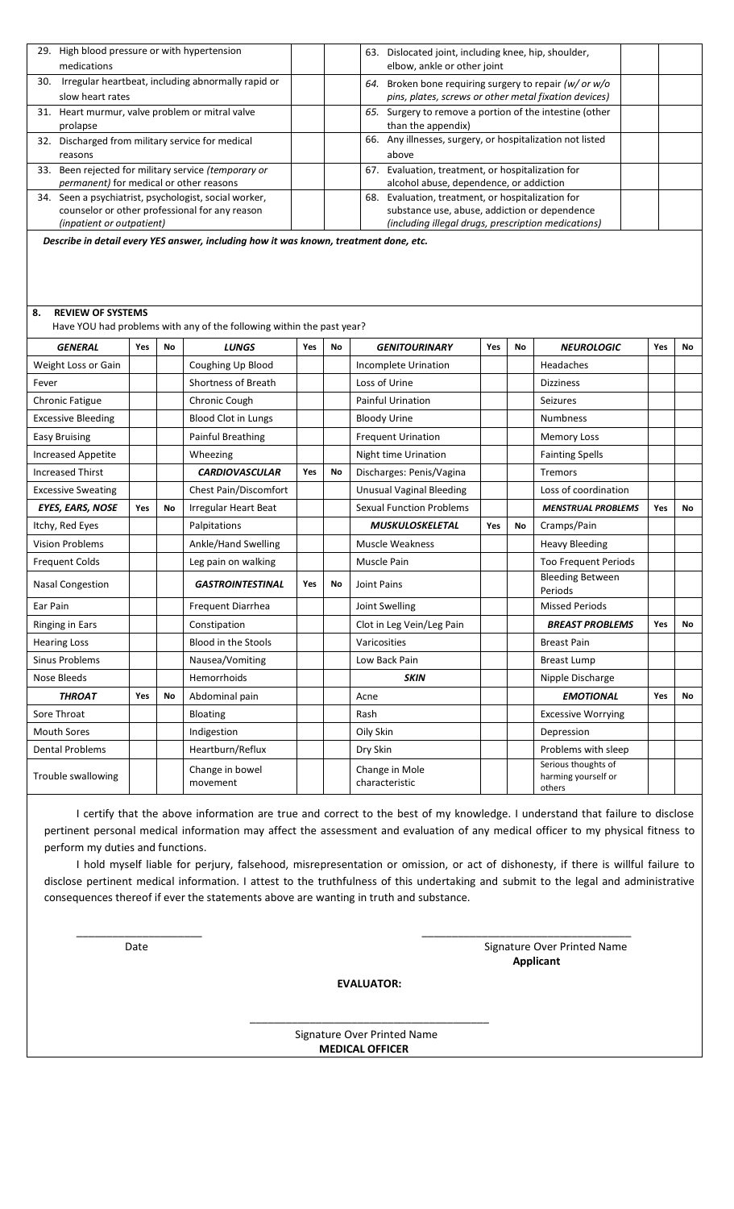| | | | | | |
|---|---|---|---|---|---|
| 29. High blood pressure or with hypertension medications | | | 63. Dislocated joint, including knee, hip, shoulder, elbow, ankle or other joint | | |
| 30. Irregular heartbeat, including abnormally rapid or slow heart rates | | | *64. Broken bone requiring surgery to repair (w/ or w/o pins, plates, screws or other metal fixation devices)* | | |
| 31. Heart murmur, valve problem or mitral valve prolapse | | | *65.* Surgery to remove a portion of the intestine (other than the appendix) | | |
| 32. Discharged from military service for medical reasons | | | 66. Any illnesses, surgery, or hospitalization not listed above | | |
| 33. Been rejected for military service *(temporary or permanent)* for medical or other reasons | | | 67. Evaluation, treatment, or hospitalization for alcohol abuse, dependence, or addiction | | |
| 34. Seen a psychiatrist, psychologist, social worker, counselor or other professional for any reason *(inpatient or outpatient)* | | | 68. Evaluation, treatment, or hospitalization for substance use, abuse, addiction or dependence *(including illegal drugs, prescription medications)* | | |

***Describe in detail every YES answer, including how it was known, treatment done, etc.***

**8. REVIEW OF SYSTEMS**

Have YOU had problems with any of the following within the past year?

| *GENERAL* | Yes | No | *LUNGS* | Yes | No | *GENITOURINARY* | Yes | No | *NEUROLOGIC* | Yes | No |
|---|---|---|---|---|---|---|---|---|---|---|---|
| Weight Loss or Gain | | | Coughing Up Blood | | | Incomplete Urination | | | Headaches | | |
| Fever | | | Shortness of Breath | | | Loss of Urine | | | Dizziness | | |
| Chronic Fatigue | | | Chronic Cough | | | Painful Urination | | | Seizures | | |
| Excessive Bleeding | | | Blood Clot in Lungs | | | Bloody Urine | | | Numbness | | |
| Easy Bruising | | | Painful Breathing | | | Frequent Urination | | | Memory Loss | | |
| Increased Appetite | | | Wheezing | | | Night time Urination | | | Fainting Spells | | |
| Increased Thirst | | | ***CARDIOVASCULAR*** | **Yes** | **No** | Discharges: Penis/Vagina | | | Tremors | | |
| Excessive Sweating | | | Chest Pain/Discomfort | | | Unusual Vaginal Bleeding | | | Loss of coordination | | |
| ***EYES, EARS, NOSE*** | **Yes** | **No** | Irregular Heart Beat | | | Sexual Function Problems | | | ***MENSTRUAL PROBLEMS*** | **Yes** | **No** |
| Itchy, Red Eyes | | | Palpitations | | | ***MUSKULOSKELETAL*** | **Yes** | **No** | Cramps/Pain | | |
| Vision Problems | | | Ankle/Hand Swelling | | | Muscle Weakness | | | Heavy Bleeding | | |
| Frequent Colds | | | Leg pain on walking | | | Muscle Pain | | | Too Frequent Periods | | |
| Nasal Congestion | | | ***GASTROINTESTINAL*** | **Yes** | **No** | Joint Pains | | | Bleeding Between Periods | | |
| Ear Pain | | | Frequent Diarrhea | | | Joint Swelling | | | Missed Periods | | |
| Ringing in Ears | | | Constipation | | | Clot in Leg Vein/Leg Pain | | | ***BREAST PROBLEMS*** | **Yes** | **No** |
| Hearing Loss | | | Blood in the Stools | | | Varicosities | | | Breast Pain | | |
| Sinus Problems | | | Nausea/Vomiting | | | Low Back Pain | | | Breast Lump | | |
| Nose Bleeds | | | Hemorrhoids | | | ***SKIN*** | | | Nipple Discharge | | |
| ***THROAT*** | **Yes** | **No** | Abdominal pain | | | Acne | | | ***EMOTIONAL*** | **Yes** | **No** |
| Sore Throat | | | Bloating | | | Rash | | | Excessive Worrying | | |
| Mouth Sores | | | Indigestion | | | Oily Skin | | | Depression | | |
| Dental Problems | | | Heartburn/Reflux | | | Dry Skin | | | Problems with sleep | | |
| Trouble swallowing | | | Change in bowel movement | | | Change in Mole characteristic | | | Serious thoughts of harming yourself or others | | |

I certify that the above information are true and correct to the best of my knowledge. I understand that failure to disclose pertinent personal medical information may affect the assessment and evaluation of any medical officer to my physical fitness to perform my duties and functions.

I hold myself liable for perjury, falsehood, misrepresentation or omission, or act of dishonesty, if there is willful failure to disclose pertinent medical information. I attest to the truthfulness of this undertaking and submit to the legal and administrative consequences thereof if ever the statements above are wanting in truth and substance.

_____________________ Date

___________________________________ Signature Over Printed Name
**Applicant**

**EVALUATOR:**

________________________________________ Signature Over Printed Name
**MEDICAL OFFICER**